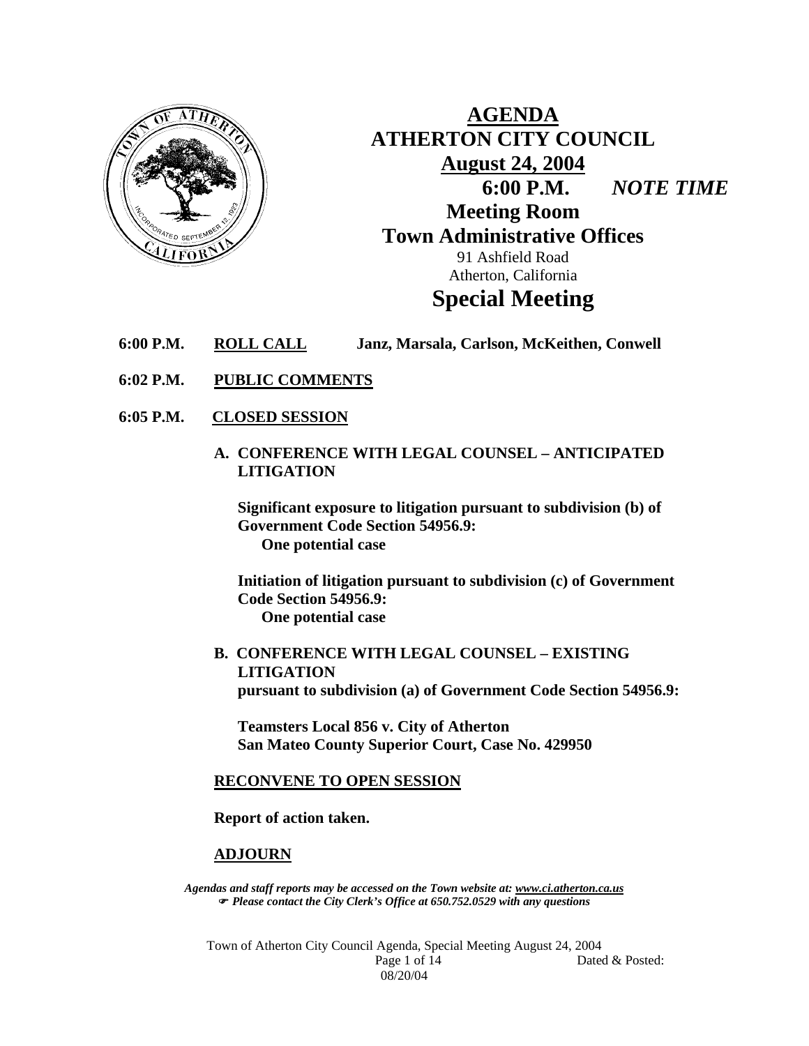# AGENDA
# ATHERTON CITY COUNCIL
## August 24, 2004
## 6:00 P.M. *NOTE TIME*
## Meeting Room
## Town Administrative Offices

91 Ashfield Road
Atherton, California

# Special Meeting

**6:00 P.M.** **ROLL CALL** **Janz, Marsala, Carlson, McKeithen, Conwell**

**6:02 P.M.** **PUBLIC COMMENTS**

**6:05 P.M.** **CLOSED SESSION**

**A. CONFERENCE WITH LEGAL COUNSEL – ANTICIPATED LITIGATION**

**Significant exposure to litigation pursuant to subdivision (b) of Government Code Section 54956.9:**
**One potential case**

**Initiation of litigation pursuant to subdivision (c) of Government Code Section 54956.9:**
**One potential case**

**B. CONFERENCE WITH LEGAL COUNSEL – EXISTING LITIGATION**
**pursuant to subdivision (a) of Government Code Section 54956.9:**

**Teamsters Local 856 v. City of Atherton**
**San Mateo County Superior Court, Case No. 429950**

**RECONVENE TO OPEN SESSION**

**Report of action taken.**

**ADJOURN**

*Agendas and staff reports may be accessed on the Town website at: www.ci.atherton.ca.us*
*Please contact the City Clerk's Office at 650.752.0529 with any questions*

Town of Atherton City Council Agenda, Special Meeting August 24, 2004
Dated & Posted: 08/20/04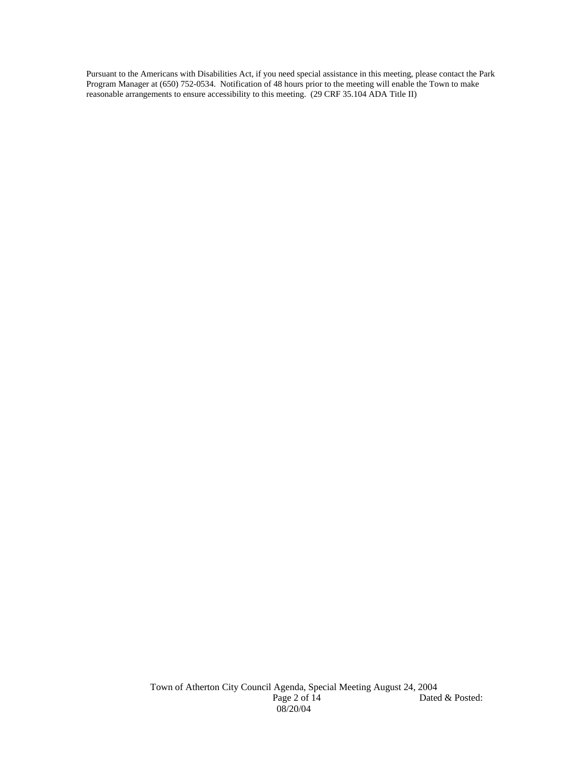Pursuant to the Americans with Disabilities Act, if you need special assistance in this meeting, please contact the Park Program Manager at (650) 752-0534. Notification of 48 hours prior to the meeting will enable the Town to make reasonable arrangements to ensure accessibility to this meeting. (29 CRF 35.104 ADA Title II)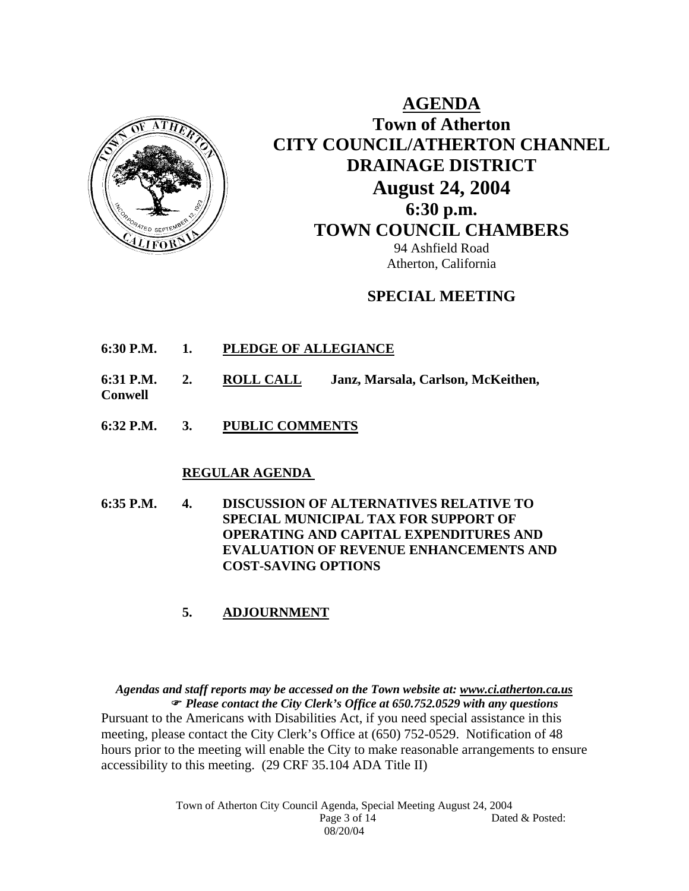# AGENDA

## Town of Atherton
## CITY COUNCIL/ATHERTON CHANNEL DRAINAGE DISTRICT
## August 24, 2004
## 6:30 p.m.
## TOWN COUNCIL CHAMBERS

94 Ashfield Road
Atherton, California

### SPECIAL MEETING

**6:30 P.M.** **1.** **PLEDGE OF ALLEGIANCE**

**6:31 P.M.** **2.** **ROLL CALL** **Janz, Marsala, Carlson, McKeithen, Conwell**

**6:32 P.M.** **3.** **PUBLIC COMMENTS**

**REGULAR AGENDA**

**6:35 P.M.** **4.** **DISCUSSION OF ALTERNATIVES RELATIVE TO SPECIAL MUNICIPAL TAX FOR SUPPORT OF OPERATING AND CAPITAL EXPENDITURES AND EVALUATION OF REVENUE ENHANCEMENTS AND COST-SAVING OPTIONS**

**5.** **ADJOURNMENT**

***Agendas and staff reports may be accessed on the Town website at: www.ci.atherton.ca.us***
***☞ Please contact the City Clerk's Office at 650.752.0529 with any questions***

Pursuant to the Americans with Disabilities Act, if you need special assistance in this meeting, please contact the City Clerk's Office at (650) 752-0529. Notification of 48 hours prior to the meeting will enable the City to make reasonable arrangements to ensure accessibility to this meeting. (29 CRF 35.104 ADA Title II)

Town of Atherton City Council Agenda, Special Meeting August 24, 2004
Dated & Posted: 08/20/04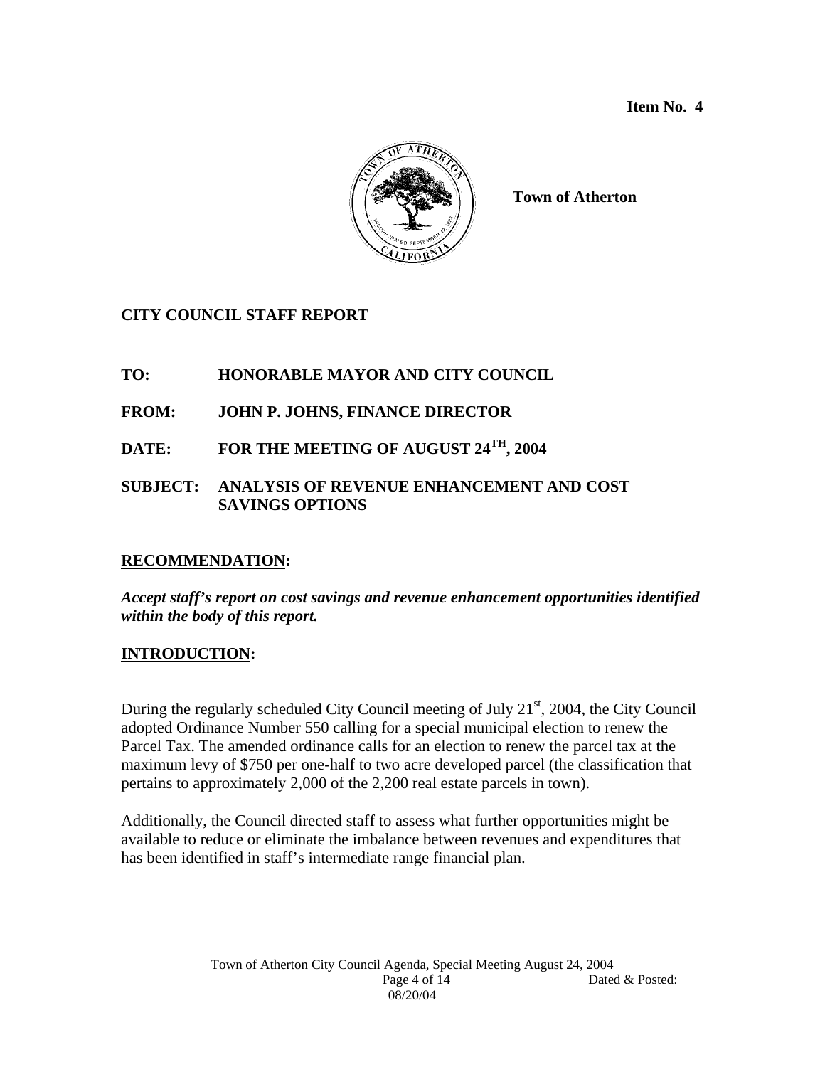**Item No. 4**

**Town of Atherton**

## CITY COUNCIL STAFF REPORT

**TO:** HONORABLE MAYOR AND CITY COUNCIL

**FROM:** JOHN P. JOHNS, FINANCE DIRECTOR

**DATE:** FOR THE MEETING OF AUGUST 24TH, 2004

**SUBJECT:** ANALYSIS OF REVENUE ENHANCEMENT AND COST SAVINGS OPTIONS

### RECOMMENDATION:

***Accept staff's report on cost savings and revenue enhancement opportunities identified within the body of this report.***

### INTRODUCTION:

During the regularly scheduled City Council meeting of July 21st, 2004, the City Council adopted Ordinance Number 550 calling for a special municipal election to renew the Parcel Tax. The amended ordinance calls for an election to renew the parcel tax at the maximum levy of $750 per one-half to two acre developed parcel (the classification that pertains to approximately 2,000 of the 2,200 real estate parcels in town).

Additionally, the Council directed staff to assess what further opportunities might be available to reduce or eliminate the imbalance between revenues and expenditures that has been identified in staff's intermediate range financial plan.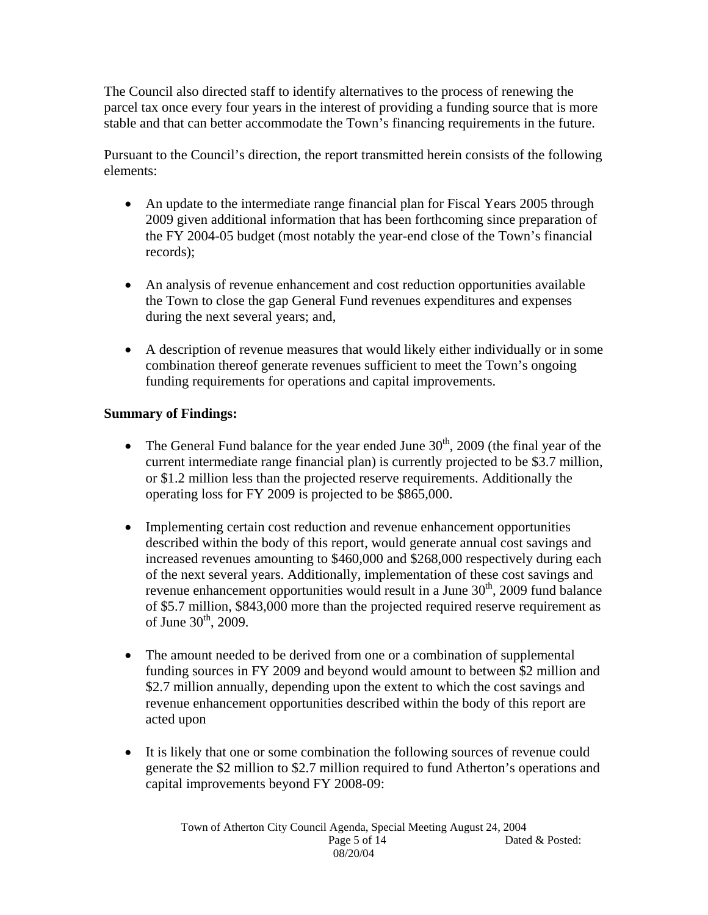The Council also directed staff to identify alternatives to the process of renewing the parcel tax once every four years in the interest of providing a funding source that is more stable and that can better accommodate the Town's financing requirements in the future.

Pursuant to the Council's direction, the report transmitted herein consists of the following elements:

- An update to the intermediate range financial plan for Fiscal Years 2005 through 2009 given additional information that has been forthcoming since preparation of the FY 2004-05 budget (most notably the year-end close of the Town's financial records);

- An analysis of revenue enhancement and cost reduction opportunities available the Town to close the gap General Fund revenues expenditures and expenses during the next several years; and,

- A description of revenue measures that would likely either individually or in some combination thereof generate revenues sufficient to meet the Town's ongoing funding requirements for operations and capital improvements.

**Summary of Findings:**

- The General Fund balance for the year ended June 30th, 2009 (the final year of the current intermediate range financial plan) is currently projected to be $3.7 million, or $1.2 million less than the projected reserve requirements. Additionally the operating loss for FY 2009 is projected to be $865,000.

- Implementing certain cost reduction and revenue enhancement opportunities described within the body of this report, would generate annual cost savings and increased revenues amounting to $460,000 and $268,000 respectively during each of the next several years. Additionally, implementation of these cost savings and revenue enhancement opportunities would result in a June 30th, 2009 fund balance of $5.7 million, $843,000 more than the projected required reserve requirement as of June 30th, 2009.

- The amount needed to be derived from one or a combination of supplemental funding sources in FY 2009 and beyond would amount to between $2 million and $2.7 million annually, depending upon the extent to which the cost savings and revenue enhancement opportunities described within the body of this report are acted upon

- It is likely that one or some combination the following sources of revenue could generate the $2 million to $2.7 million required to fund Atherton's operations and capital improvements beyond FY 2008-09: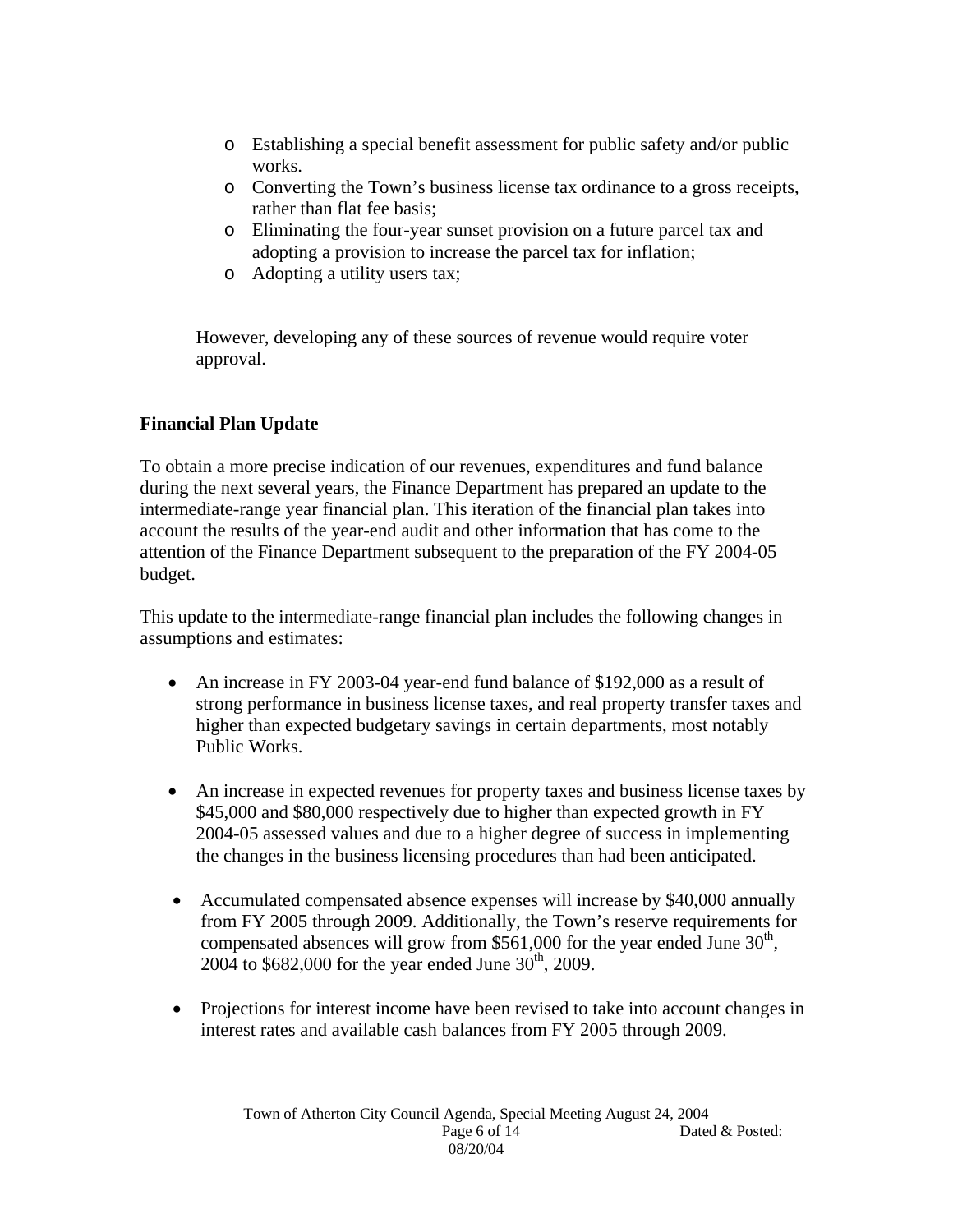- Establishing a special benefit assessment for public safety and/or public works.
- Converting the Town's business license tax ordinance to a gross receipts, rather than flat fee basis;
- Eliminating the four-year sunset provision on a future parcel tax and adopting a provision to increase the parcel tax for inflation;
- Adopting a utility users tax;

However, developing any of these sources of revenue would require voter approval.

**Financial Plan Update**

To obtain a more precise indication of our revenues, expenditures and fund balance during the next several years, the Finance Department has prepared an update to the intermediate-range year financial plan. This iteration of the financial plan takes into account the results of the year-end audit and other information that has come to the attention of the Finance Department subsequent to the preparation of the FY 2004-05 budget.

This update to the intermediate-range financial plan includes the following changes in assumptions and estimates:

- An increase in FY 2003-04 year-end fund balance of $192,000 as a result of strong performance in business license taxes, and real property transfer taxes and higher than expected budgetary savings in certain departments, most notably Public Works.

- An increase in expected revenues for property taxes and business license taxes by $45,000 and $80,000 respectively due to higher than expected growth in FY 2004-05 assessed values and due to a higher degree of success in implementing the changes in the business licensing procedures than had been anticipated.

- Accumulated compensated absence expenses will increase by $40,000 annually from FY 2005 through 2009. Additionally, the Town's reserve requirements for compensated absences will grow from $561,000 for the year ended June 30th, 2004 to $682,000 for the year ended June 30th, 2009.

- Projections for interest income have been revised to take into account changes in interest rates and available cash balances from FY 2005 through 2009.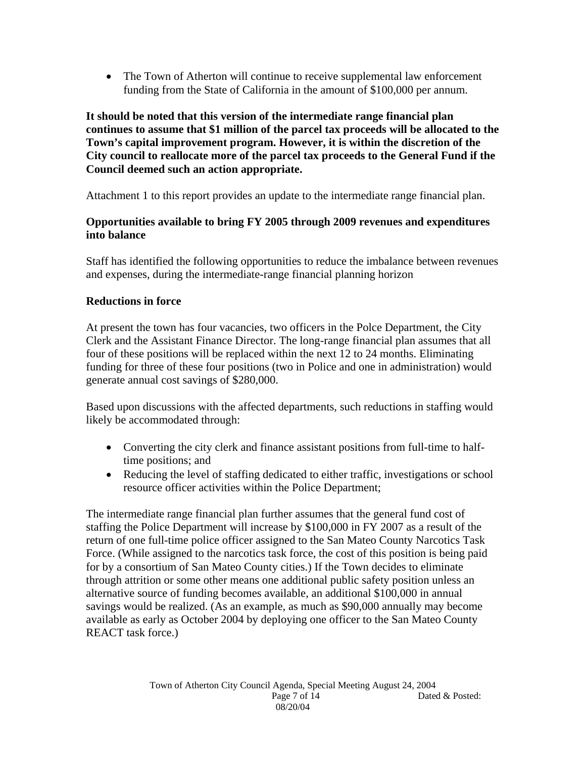- The Town of Atherton will continue to receive supplemental law enforcement funding from the State of California in the amount of $100,000 per annum.

**It should be noted that this version of the intermediate range financial plan continues to assume that $1 million of the parcel tax proceeds will be allocated to the Town's capital improvement program. However, it is within the discretion of the City council to reallocate more of the parcel tax proceeds to the General Fund if the Council deemed such an action appropriate.**

Attachment 1 to this report provides an update to the intermediate range financial plan.

**Opportunities available to bring FY 2005 through 2009 revenues and expenditures into balance**

Staff has identified the following opportunities to reduce the imbalance between revenues and expenses, during the intermediate-range financial planning horizon

**Reductions in force**

At present the town has four vacancies, two officers in the Polce Department, the City Clerk and the Assistant Finance Director. The long-range financial plan assumes that all four of these positions will be replaced within the next 12 to 24 months. Eliminating funding for three of these four positions (two in Police and one in administration) would generate annual cost savings of $280,000.

Based upon discussions with the affected departments, such reductions in staffing would likely be accommodated through:

- Converting the city clerk and finance assistant positions from full-time to half-time positions; and
- Reducing the level of staffing dedicated to either traffic, investigations or school resource officer activities within the Police Department;

The intermediate range financial plan further assumes that the general fund cost of staffing the Police Department will increase by $100,000 in FY 2007 as a result of the return of one full-time police officer assigned to the San Mateo County Narcotics Task Force. (While assigned to the narcotics task force, the cost of this position is being paid for by a consortium of San Mateo County cities.) If the Town decides to eliminate through attrition or some other means one additional public safety position unless an alternative source of funding becomes available, an additional $100,000 in annual savings would be realized. (As an example, as much as $90,000 annually may become available as early as October 2004 by deploying one officer to the San Mateo County REACT task force.)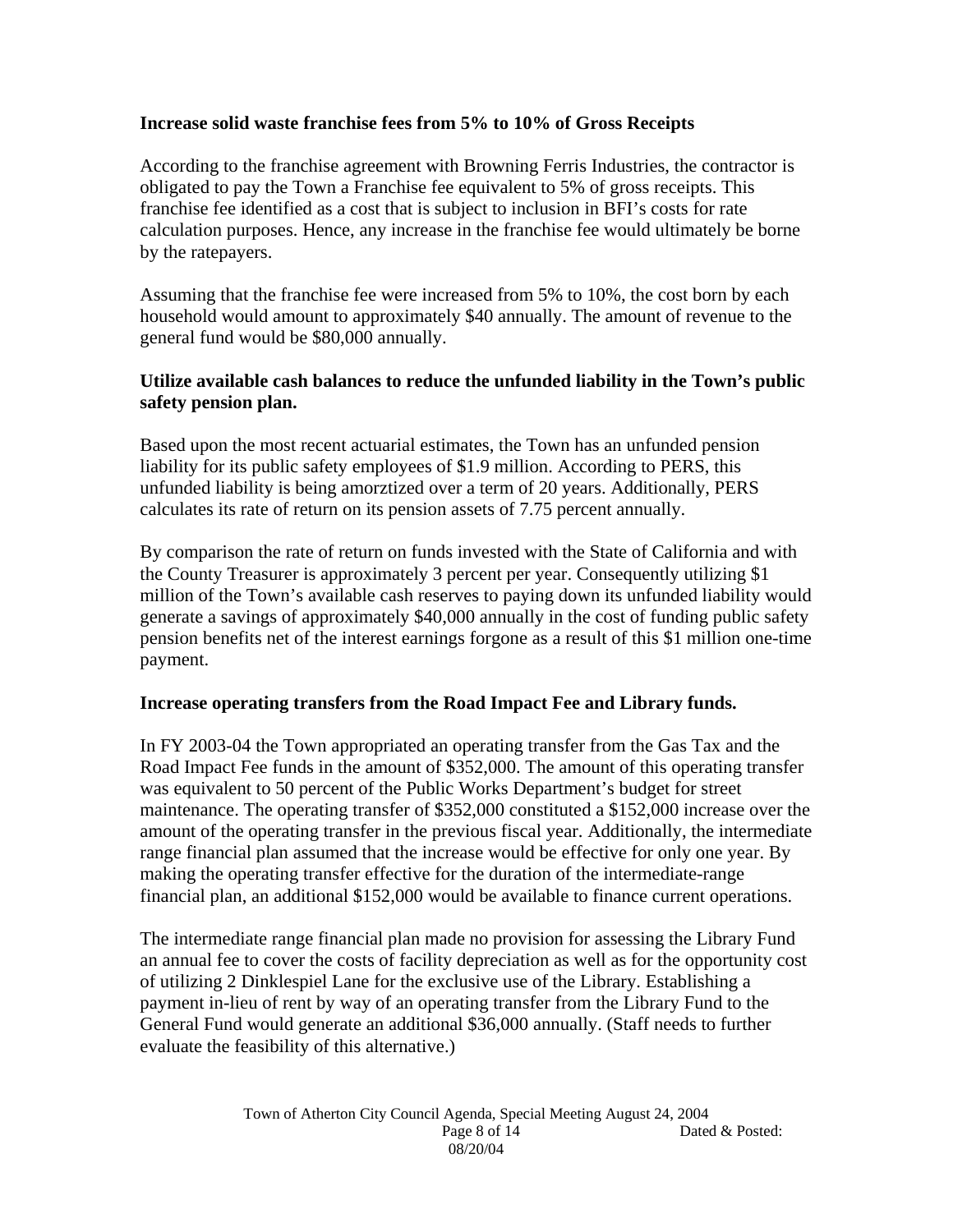**Increase solid waste franchise fees from 5% to 10% of Gross Receipts**

According to the franchise agreement with Browning Ferris Industries, the contractor is obligated to pay the Town a Franchise fee equivalent to 5% of gross receipts. This franchise fee identified as a cost that is subject to inclusion in BFI's costs for rate calculation purposes. Hence, any increase in the franchise fee would ultimately be borne by the ratepayers.

Assuming that the franchise fee were increased from 5% to 10%, the cost born by each household would amount to approximately $40 annually. The amount of revenue to the general fund would be $80,000 annually.

**Utilize available cash balances to reduce the unfunded liability in the Town's public safety pension plan.**

Based upon the most recent actuarial estimates, the Town has an unfunded pension liability for its public safety employees of $1.9 million. According to PERS, this unfunded liability is being amorztized over a term of 20 years. Additionally, PERS calculates its rate of return on its pension assets of 7.75 percent annually.

By comparison the rate of return on funds invested with the State of California and with the County Treasurer is approximately 3 percent per year. Consequently utilizing $1 million of the Town's available cash reserves to paying down its unfunded liability would generate a savings of approximately $40,000 annually in the cost of funding public safety pension benefits net of the interest earnings forgone as a result of this $1 million one-time payment.

**Increase operating transfers from the Road Impact Fee and Library funds.**

In FY 2003-04 the Town appropriated an operating transfer from the Gas Tax and the Road Impact Fee funds in the amount of $352,000. The amount of this operating transfer was equivalent to 50 percent of the Public Works Department's budget for street maintenance. The operating transfer of $352,000 constituted a $152,000 increase over the amount of the operating transfer in the previous fiscal year. Additionally, the intermediate range financial plan assumed that the increase would be effective for only one year. By making the operating transfer effective for the duration of the intermediate-range financial plan, an additional $152,000 would be available to finance current operations.

The intermediate range financial plan made no provision for assessing the Library Fund an annual fee to cover the costs of facility depreciation as well as for the opportunity cost of utilizing 2 Dinklespiel Lane for the exclusive use of the Library. Establishing a payment in-lieu of rent by way of an operating transfer from the Library Fund to the General Fund would generate an additional $36,000 annually. (Staff needs to further evaluate the feasibility of this alternative.)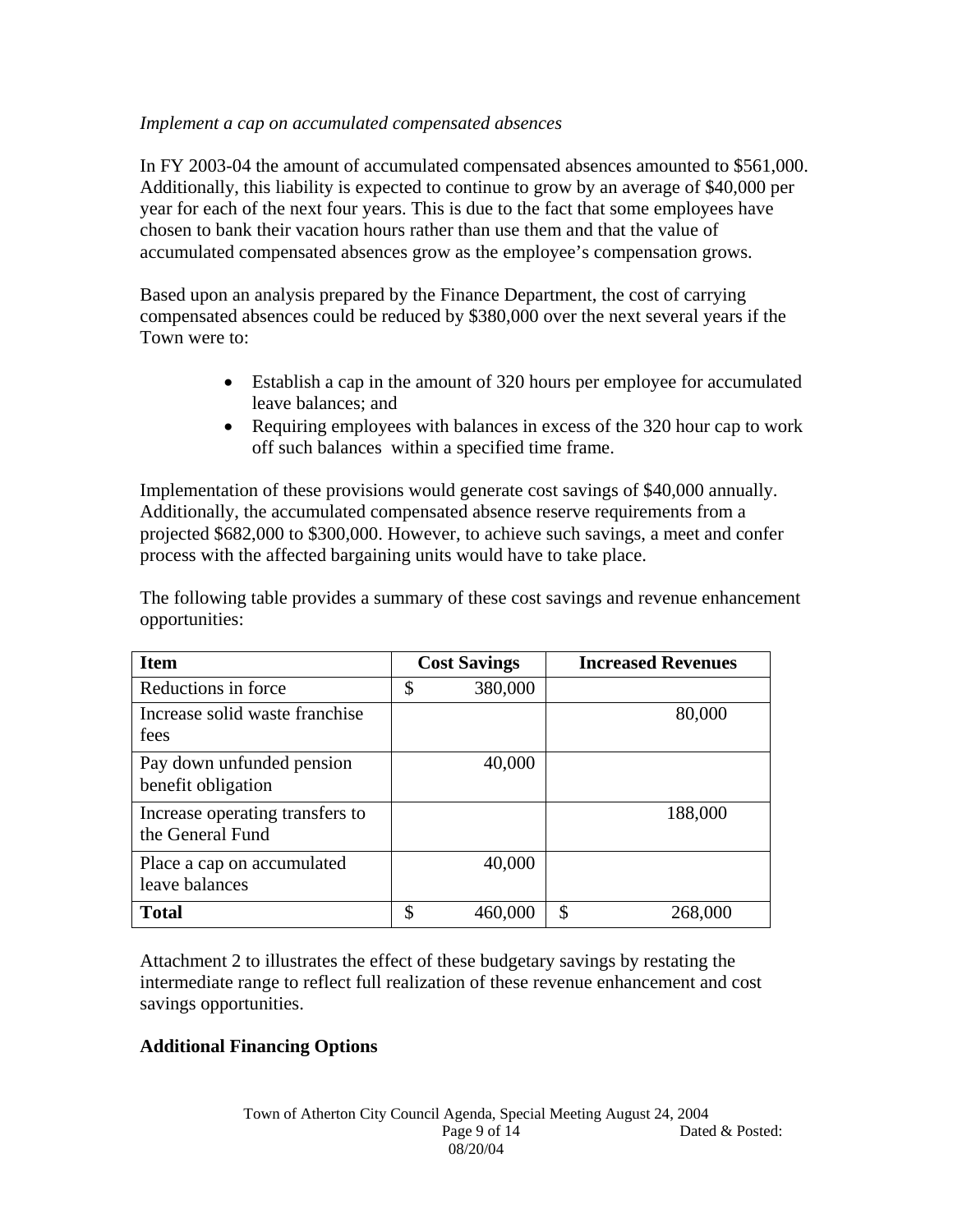*Implement a cap on accumulated compensated absences*

In FY 2003-04 the amount of accumulated compensated absences amounted to $561,000. Additionally, this liability is expected to continue to grow by an average of $40,000 per year for each of the next four years. This is due to the fact that some employees have chosen to bank their vacation hours rather than use them and that the value of accumulated compensated absences grow as the employee's compensation grows.

Based upon an analysis prepared by the Finance Department, the cost of carrying compensated absences could be reduced by $380,000 over the next several years if the Town were to:

- Establish a cap in the amount of 320 hours per employee for accumulated leave balances; and
- Requiring employees with balances in excess of the 320 hour cap to work off such balances within a specified time frame.

Implementation of these provisions would generate cost savings of $40,000 annually. Additionally, the accumulated compensated absence reserve requirements from a projected $682,000 to $300,000. However, to achieve such savings, a meet and confer process with the affected bargaining units would have to take place.

The following table provides a summary of these cost savings and revenue enhancement opportunities:

| Item | Cost Savings | Increased Revenues |
|---|---|---|
| Reductions in force | $ 380,000 | |
| Increase solid waste franchise fees | | 80,000 |
| Pay down unfunded pension benefit obligation | 40,000 | |
| Increase operating transfers to the General Fund | | 188,000 |
| Place a cap on accumulated leave balances | 40,000 | |
| **Total** | $ 460,000 | $ 268,000 |

Attachment 2 to illustrates the effect of these budgetary savings by restating the intermediate range to reflect full realization of these revenue enhancement and cost savings opportunities.

**Additional Financing Options**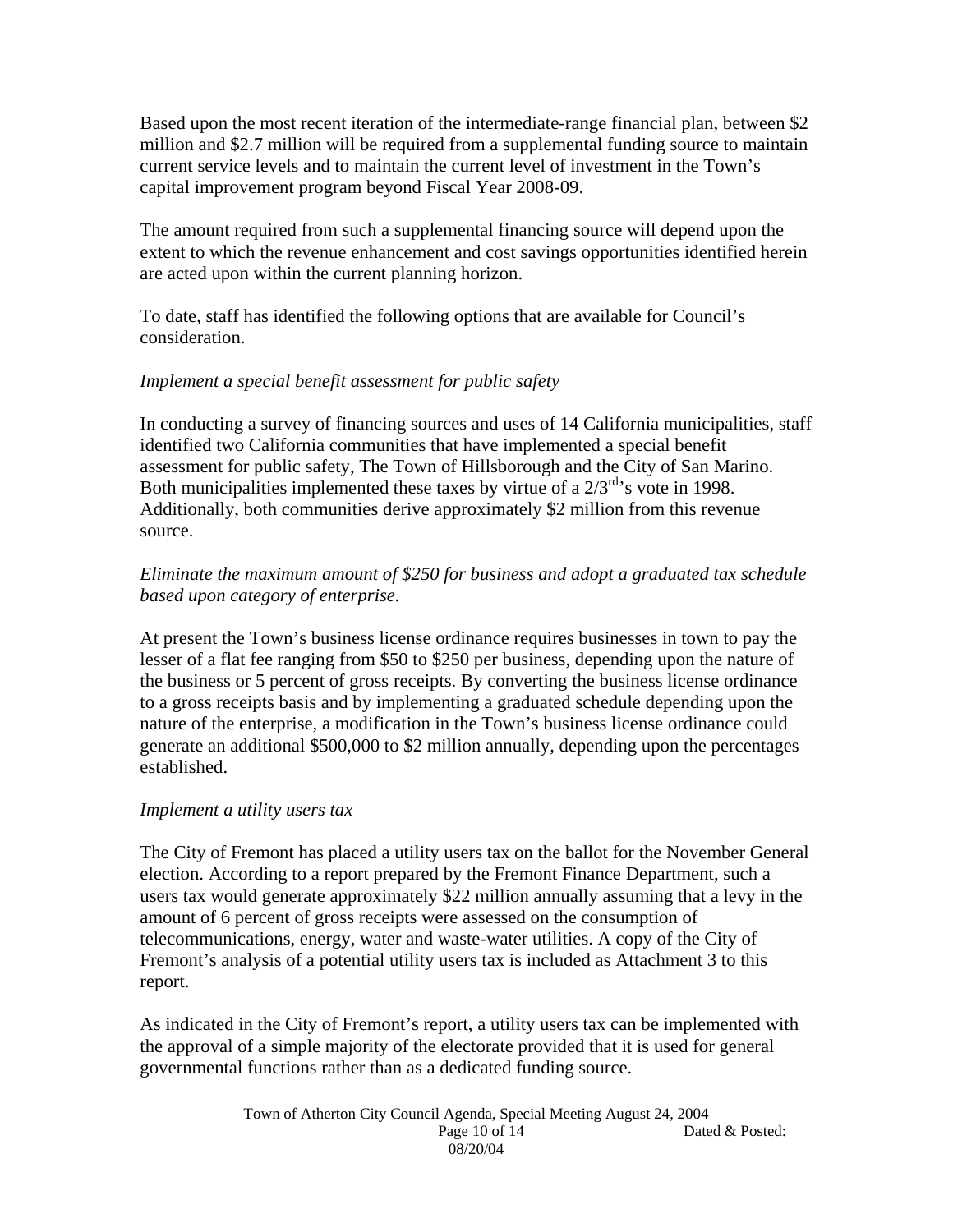Based upon the most recent iteration of the intermediate-range financial plan, between $2 million and $2.7 million will be required from a supplemental funding source to maintain current service levels and to maintain the current level of investment in the Town's capital improvement program beyond Fiscal Year 2008-09.

The amount required from such a supplemental financing source will depend upon the extent to which the revenue enhancement and cost savings opportunities identified herein are acted upon within the current planning horizon.

To date, staff has identified the following options that are available for Council's consideration.

*Implement a special benefit assessment for public safety*

In conducting a survey of financing sources and uses of 14 California municipalities, staff identified two California communities that have implemented a special benefit assessment for public safety, The Town of Hillsborough and the City of San Marino. Both municipalities implemented these taxes by virtue of a 2/3rd's vote in 1998. Additionally, both communities derive approximately $2 million from this revenue source.

*Eliminate the maximum amount of $250 for business and adopt a graduated tax schedule based upon category of enterprise.*

At present the Town's business license ordinance requires businesses in town to pay the lesser of a flat fee ranging from $50 to $250 per business, depending upon the nature of the business or 5 percent of gross receipts. By converting the business license ordinance to a gross receipts basis and by implementing a graduated schedule depending upon the nature of the enterprise, a modification in the Town's business license ordinance could generate an additional $500,000 to $2 million annually, depending upon the percentages established.

*Implement a utility users tax*

The City of Fremont has placed a utility users tax on the ballot for the November General election. According to a report prepared by the Fremont Finance Department, such a users tax would generate approximately $22 million annually assuming that a levy in the amount of 6 percent of gross receipts were assessed on the consumption of telecommunications, energy, water and waste-water utilities. A copy of the City of Fremont's analysis of a potential utility users tax is included as Attachment 3 to this report.

As indicated in the City of Fremont's report, a utility users tax can be implemented with the approval of a simple majority of the electorate provided that it is used for general governmental functions rather than as a dedicated funding source.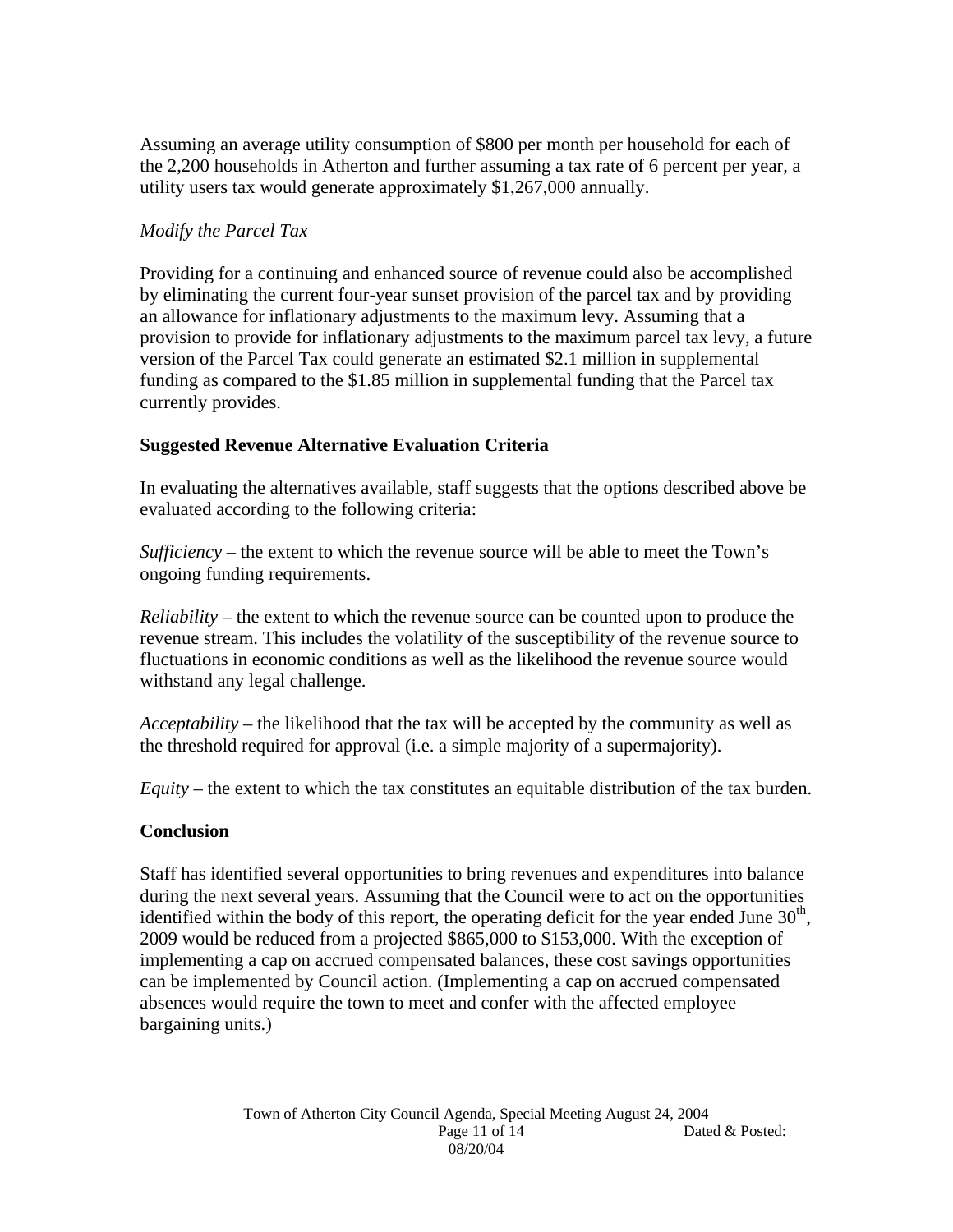Assuming an average utility consumption of \$800 per month per household for each of the 2,200 households in Atherton and further assuming a tax rate of 6 percent per year, a utility users tax would generate approximately \$1,267,000 annually.

*Modify the Parcel Tax*

Providing for a continuing and enhanced source of revenue could also be accomplished by eliminating the current four-year sunset provision of the parcel tax and by providing an allowance for inflationary adjustments to the maximum levy. Assuming that a provision to provide for inflationary adjustments to the maximum parcel tax levy, a future version of the Parcel Tax could generate an estimated \$2.1 million in supplemental funding as compared to the \$1.85 million in supplemental funding that the Parcel tax currently provides.

**Suggested Revenue Alternative Evaluation Criteria**

In evaluating the alternatives available, staff suggests that the options described above be evaluated according to the following criteria:

*Sufficiency* – the extent to which the revenue source will be able to meet the Town's ongoing funding requirements.

*Reliability* – the extent to which the revenue source can be counted upon to produce the revenue stream. This includes the volatility of the susceptibility of the revenue source to fluctuations in economic conditions as well as the likelihood the revenue source would withstand any legal challenge.

*Acceptability* – the likelihood that the tax will be accepted by the community as well as the threshold required for approval (i.e. a simple majority of a supermajority).

*Equity* – the extent to which the tax constitutes an equitable distribution of the tax burden.

**Conclusion**

Staff has identified several opportunities to bring revenues and expenditures into balance during the next several years. Assuming that the Council were to act on the opportunities identified within the body of this report, the operating deficit for the year ended June 30th, 2009 would be reduced from a projected \$865,000 to \$153,000. With the exception of implementing a cap on accrued compensated balances, these cost savings opportunities can be implemented by Council action. (Implementing a cap on accrued compensated absences would require the town to meet and confer with the affected employee bargaining units.)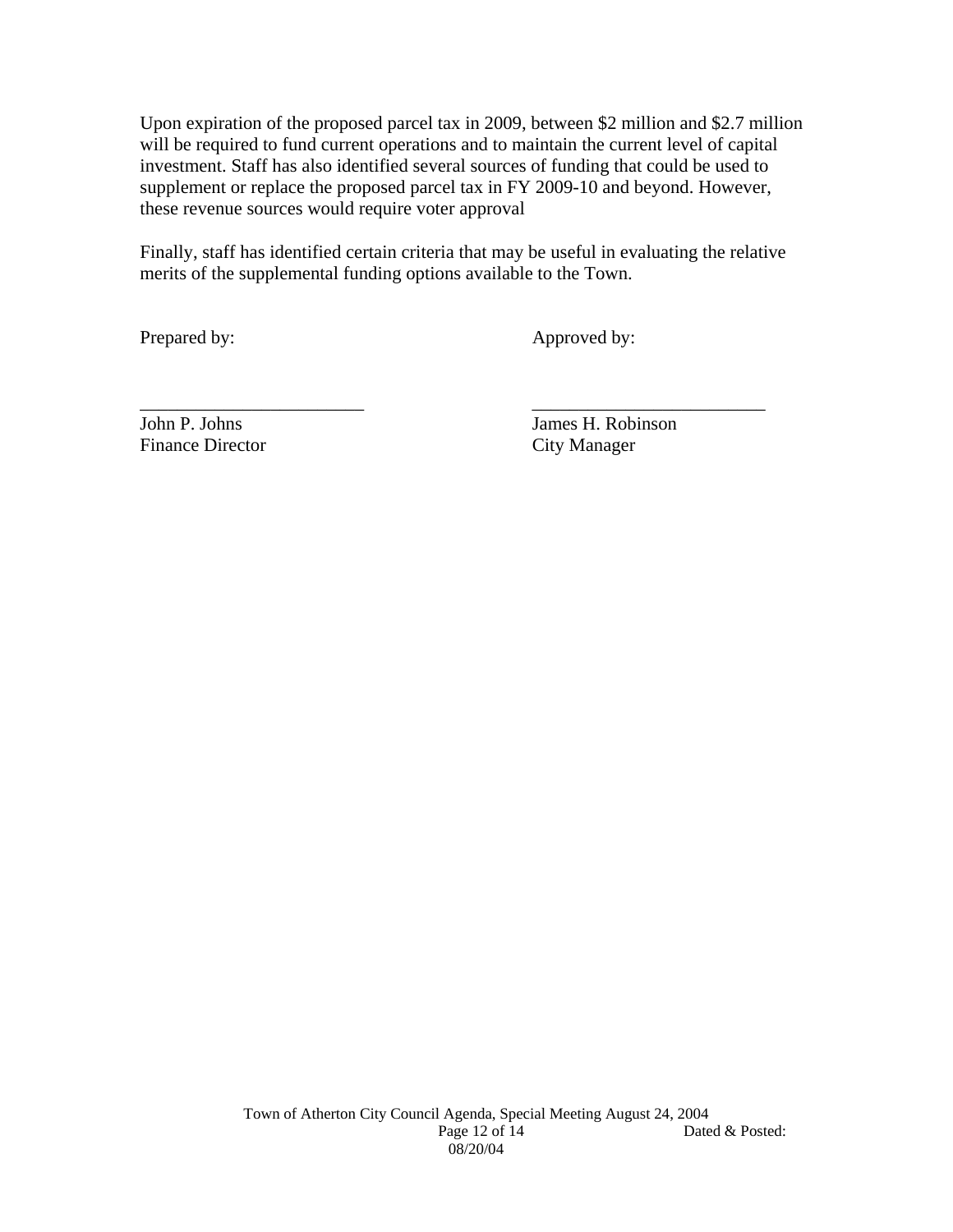Upon expiration of the proposed parcel tax in 2009, between $2 million and $2.7 million will be required to fund current operations and to maintain the current level of capital investment. Staff has also identified several sources of funding that could be used to supplement or replace the proposed parcel tax in FY 2009-10 and beyond. However, these revenue sources would require voter approval

Finally, staff has identified certain criteria that may be useful in evaluating the relative merits of the supplemental funding options available to the Town.

| Prepared by: | Approved by: |
|---|---|
| ________________________ | ________________________ |
| John P. Johns<br>Finance Director | James H. Robinson<br>City Manager |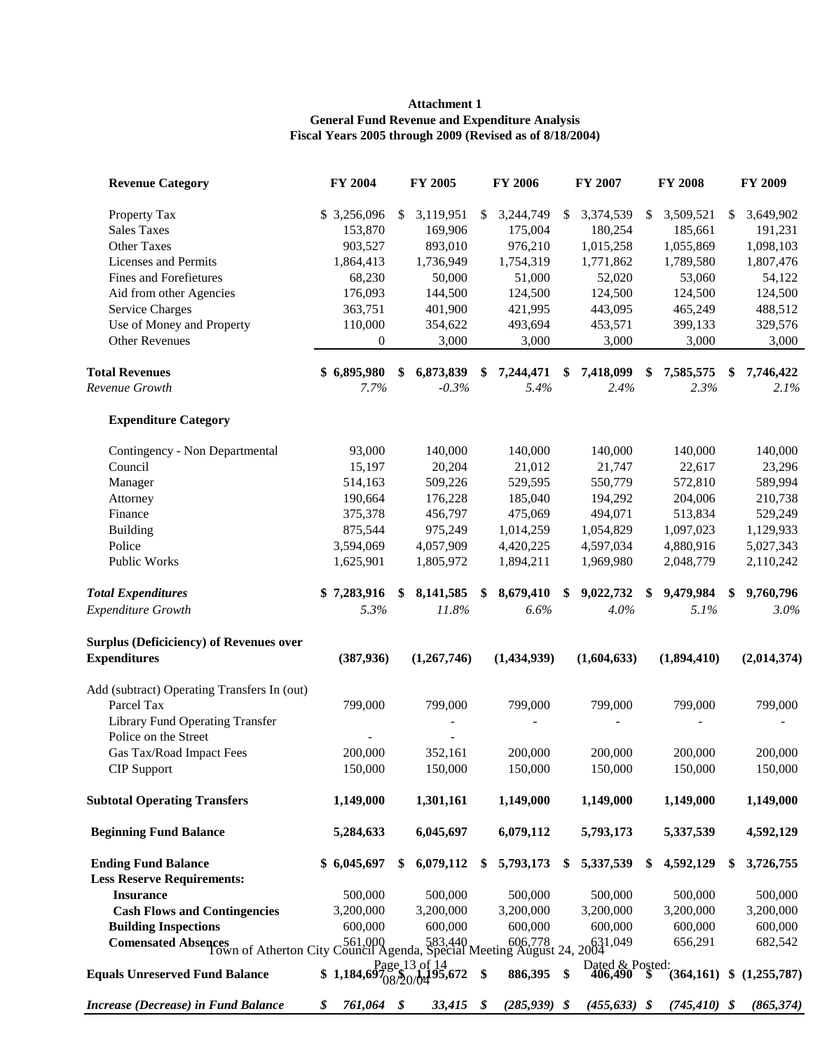**Attachment 1**
**General Fund Revenue and Expenditure Analysis**
**Fiscal Years 2005 through 2009 (Revised as of 8/18/2004)**

| Revenue Category | FY 2004 | FY 2005 | FY 2006 | FY 2007 | FY 2008 | FY 2009 |
|---|---|---|---|---|---|---|
| Property Tax | $ 3,256,096 | $ 3,119,951 | $ 3,244,749 | $ 3,374,539 | $ 3,509,521 | $ 3,649,902 |
| Sales Taxes | 153,870 | 169,906 | 175,004 | 180,254 | 185,661 | 191,231 |
| Other Taxes | 903,527 | 893,010 | 976,210 | 1,015,258 | 1,055,869 | 1,098,103 |
| Licenses and Permits | 1,864,413 | 1,736,949 | 1,754,319 | 1,771,862 | 1,789,580 | 1,807,476 |
| Fines and Forefietures | 68,230 | 50,000 | 51,000 | 52,020 | 53,060 | 54,122 |
| Aid from other Agencies | 176,093 | 144,500 | 124,500 | 124,500 | 124,500 | 124,500 |
| Service Charges | 363,751 | 401,900 | 421,995 | 443,095 | 465,249 | 488,512 |
| Use of Money and Property | 110,000 | 354,622 | 493,694 | 453,571 | 399,133 | 329,576 |
| Other Revenues | 0 | 3,000 | 3,000 | 3,000 | 3,000 | 3,000 |
| **Total Revenues** | **$ 6,895,980** | **$ 6,873,839** | **$ 7,244,471** | **$ 7,418,099** | **$ 7,585,575** | **$ 7,746,422** |
| *Revenue Growth* | *7.7%* | *-0.3%* | *5.4%* | *2.4%* | *2.3%* | *2.1%* |
| **Expenditure Category** | | | | | | |
| Contingency - Non Departmental | 93,000 | 140,000 | 140,000 | 140,000 | 140,000 | 140,000 |
| Council | 15,197 | 20,204 | 21,012 | 21,747 | 22,617 | 23,296 |
| Manager | 514,163 | 509,226 | 529,595 | 550,779 | 572,810 | 589,994 |
| Attorney | 190,664 | 176,228 | 185,040 | 194,292 | 204,006 | 210,738 |
| Finance | 375,378 | 456,797 | 475,069 | 494,071 | 513,834 | 529,249 |
| Building | 875,544 | 975,249 | 1,014,259 | 1,054,829 | 1,097,023 | 1,129,933 |
| Police | 3,594,069 | 4,057,909 | 4,420,225 | 4,597,034 | 4,880,916 | 5,027,343 |
| Public Works | 1,625,901 | 1,805,972 | 1,894,211 | 1,969,980 | 2,048,779 | 2,110,242 |
| ***Total Expenditures*** | **$ 7,283,916** | **$ 8,141,585** | **$ 8,679,410** | **$ 9,022,732** | **$ 9,479,984** | **$ 9,760,796** |
| *Expenditure Growth* | *5.3%* | *11.8%* | *6.6%* | *4.0%* | *5.1%* | *3.0%* |
| **Surplus (Deficiciency) of Revenues over Expenditures** | **(387,936)** | **(1,267,746)** | **(1,434,939)** | **(1,604,633)** | **(1,894,410)** | **(2,014,374)** |
| Add (subtract) Operating Transfers In (out) | | | | | | |
| Parcel Tax | 799,000 | 799,000 | 799,000 | 799,000 | 799,000 | 799,000 |
| Library Fund Operating Transfer | | - | - | - | - | - |
| Police on the Street | - | - | | | | |
| Gas Tax/Road Impact Fees | 200,000 | 352,161 | 200,000 | 200,000 | 200,000 | 200,000 |
| CIP Support | 150,000 | 150,000 | 150,000 | 150,000 | 150,000 | 150,000 |
| **Subtotal Operating Transfers** | **1,149,000** | **1,301,161** | **1,149,000** | **1,149,000** | **1,149,000** | **1,149,000** |
| **Beginning Fund Balance** | **5,284,633** | **6,045,697** | **6,079,112** | **5,793,173** | **5,337,539** | **4,592,129** |
| **Ending Fund Balance** | **$ 6,045,697** | **$ 6,079,112** | **$ 5,793,173** | **$ 5,337,539** | **$ 4,592,129** | **$ 3,726,755** |
| **Less Reserve Requirements:** | | | | | | |
| **Insurance** | 500,000 | 500,000 | 500,000 | 500,000 | 500,000 | 500,000 |
| **Cash Flows and Contingencies** | 3,200,000 | 3,200,000 | 3,200,000 | 3,200,000 | 3,200,000 | 3,200,000 |
| **Building Inspections** | 600,000 | 600,000 | 600,000 | 600,000 | 600,000 | 600,000 |
| **Comensated Absences** | 561,000 | 583,440 | 606,778 | 631,049 | 656,291 | 682,542 |
| **Equals Unreserved Fund Balance** | **$ 1,184,697** | **$ 1,195,672** | **$ 886,395** | **$ 406,490** | **$ (364,161)** | **$ (1,255,787)** |
| ***Increase (Decrease) in Fund Balance*** | ***$ 761,064*** | ***$ 33,415*** | ***$ (285,939)*** | ***$ (455,633)*** | ***$ (745,410)*** | ***$ (865,374)*** |

Town of Atherton City Council Agenda, Special Meeting August 24, 2004
Dated & Posted: 08/20/04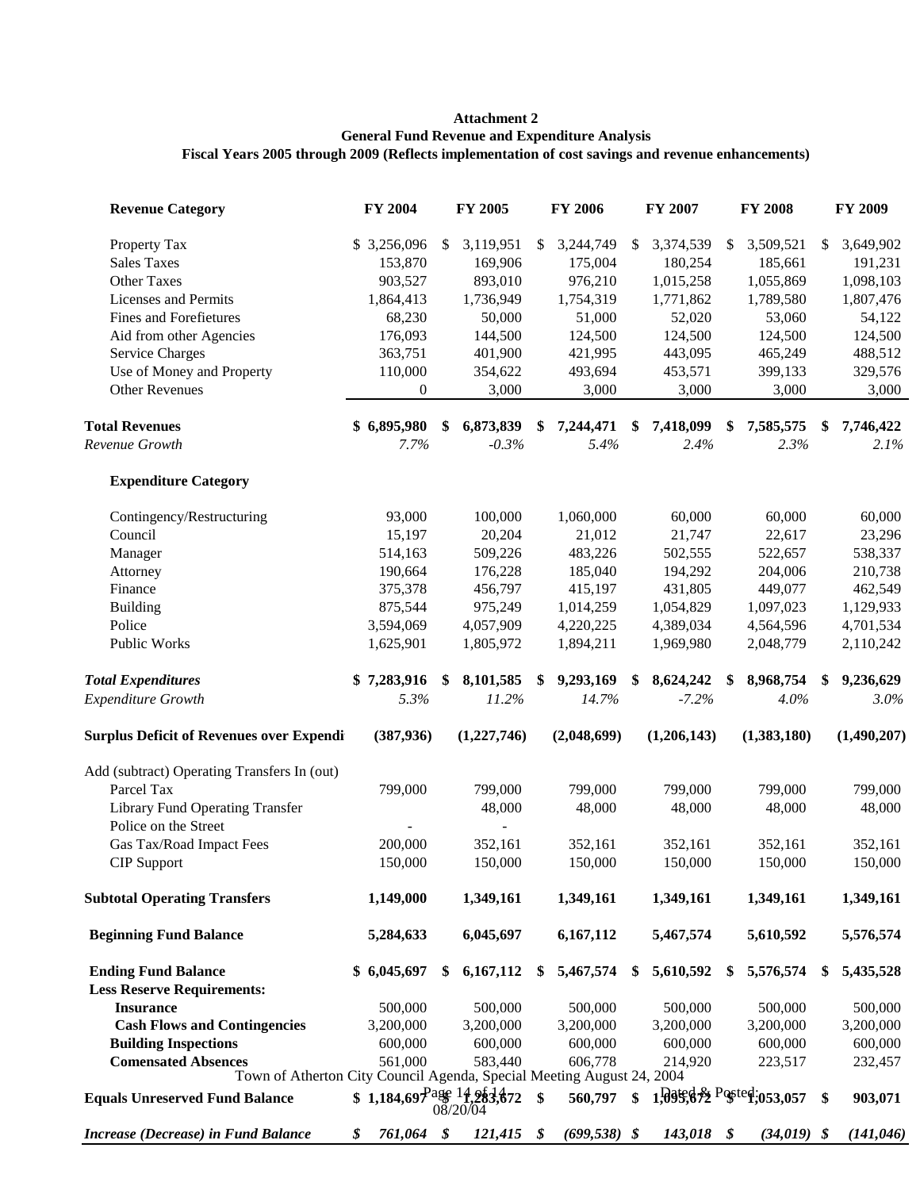**Attachment 2**
**General Fund Revenue and Expenditure Analysis**
**Fiscal Years 2005 through 2009 (Reflects implementation of cost savings and revenue enhancements)**

| **Revenue Category** | **FY 2004** | **FY 2005** | **FY 2006** | **FY 2007** | **FY 2008** | **FY 2009** |
|---|---|---|---|---|---|---|
| Property Tax | $ 3,256,096 | $ 3,119,951 | $ 3,244,749 | $ 3,374,539 | $ 3,509,521 | $ 3,649,902 |
| Sales Taxes | 153,870 | 169,906 | 175,004 | 180,254 | 185,661 | 191,231 |
| Other Taxes | 903,527 | 893,010 | 976,210 | 1,015,258 | 1,055,869 | 1,098,103 |
| Licenses and Permits | 1,864,413 | 1,736,949 | 1,754,319 | 1,771,862 | 1,789,580 | 1,807,476 |
| Fines and Forefietures | 68,230 | 50,000 | 51,000 | 52,020 | 53,060 | 54,122 |
| Aid from other Agencies | 176,093 | 144,500 | 124,500 | 124,500 | 124,500 | 124,500 |
| Service Charges | 363,751 | 401,900 | 421,995 | 443,095 | 465,249 | 488,512 |
| Use of Money and Property | 110,000 | 354,622 | 493,694 | 453,571 | 399,133 | 329,576 |
| Other Revenues | 0 | 3,000 | 3,000 | 3,000 | 3,000 | 3,000 |
| **Total Revenues** | **$ 6,895,980** | **$ 6,873,839** | **$ 7,244,471** | **$ 7,418,099** | **$ 7,585,575** | **$ 7,746,422** |
| *Revenue Growth* | *7.7%* | *-0.3%* | *5.4%* | *2.4%* | *2.3%* | *2.1%* |
| **Expenditure Category** | | | | | | |
| Contingency/Restructuring | 93,000 | 100,000 | 1,060,000 | 60,000 | 60,000 | 60,000 |
| Council | 15,197 | 20,204 | 21,012 | 21,747 | 22,617 | 23,296 |
| Manager | 514,163 | 509,226 | 483,226 | 502,555 | 522,657 | 538,337 |
| Attorney | 190,664 | 176,228 | 185,040 | 194,292 | 204,006 | 210,738 |
| Finance | 375,378 | 456,797 | 415,197 | 431,805 | 449,077 | 462,549 |
| Building | 875,544 | 975,249 | 1,014,259 | 1,054,829 | 1,097,023 | 1,129,933 |
| Police | 3,594,069 | 4,057,909 | 4,220,225 | 4,389,034 | 4,564,596 | 4,701,534 |
| Public Works | 1,625,901 | 1,805,972 | 1,894,211 | 1,969,980 | 2,048,779 | 2,110,242 |
| ***Total Expenditures*** | **$ 7,283,916** | **$ 8,101,585** | **$ 9,293,169** | **$ 8,624,242** | **$ 8,968,754** | **$ 9,236,629** |
| *Expenditure Growth* | *5.3%* | *11.2%* | *14.7%* | *-7.2%* | *4.0%* | *3.0%* |
| **Surplus Deficit of Revenues over Expendi** | **(387,936)** | **(1,227,746)** | **(2,048,699)** | **(1,206,143)** | **(1,383,180)** | **(1,490,207)** |
| Add (subtract) Operating Transfers In (out) | | | | | | |
| Parcel Tax | 799,000 | 799,000 | 799,000 | 799,000 | 799,000 | 799,000 |
| Library Fund Operating Transfer | | 48,000 | 48,000 | 48,000 | 48,000 | 48,000 |
| Police on the Street | - | - | | | | |
| Gas Tax/Road Impact Fees | 200,000 | 352,161 | 352,161 | 352,161 | 352,161 | 352,161 |
| CIP Support | 150,000 | 150,000 | 150,000 | 150,000 | 150,000 | 150,000 |
| **Subtotal Operating Transfers** | **1,149,000** | **1,349,161** | **1,349,161** | **1,349,161** | **1,349,161** | **1,349,161** |
| **Beginning Fund Balance** | **5,284,633** | **6,045,697** | **6,167,112** | **5,467,574** | **5,610,592** | **5,576,574** |
| **Ending Fund Balance** | **$ 6,045,697** | **$ 6,167,112** | **$ 5,467,574** | **$ 5,610,592** | **$ 5,576,574** | **$ 5,435,528** |
| **Less Reserve Requirements:** | | | | | | |
| **Insurance** | 500,000 | 500,000 | 500,000 | 500,000 | 500,000 | 500,000 |
| **Cash Flows and Contingencies** | 3,200,000 | 3,200,000 | 3,200,000 | 3,200,000 | 3,200,000 | 3,200,000 |
| **Building Inspections** | 600,000 | 600,000 | 600,000 | 600,000 | 600,000 | 600,000 |
| **Comensated Absences** | 561,000 | 583,440 | 606,778 | 214,920 | 223,517 | 232,457 |
| **Equals Unreserved Fund Balance** | **$ 1,184,697** | **$ 1,283,672** | **$ 560,797** | **$ 1,095,672** | **$ 1,053,057** | **$ 903,071** |
| ***Increase (Decrease) in Fund Balance*** | ***$ 761,064*** | ***$ 121,415*** | ***$ (699,538)*** | ***$ 143,018*** | ***$ (34,019)*** | ***$ (141,046)*** |

Town of Atherton City Council Agenda, Special Meeting August 24, 2004

Dated & Posted: 08/20/04